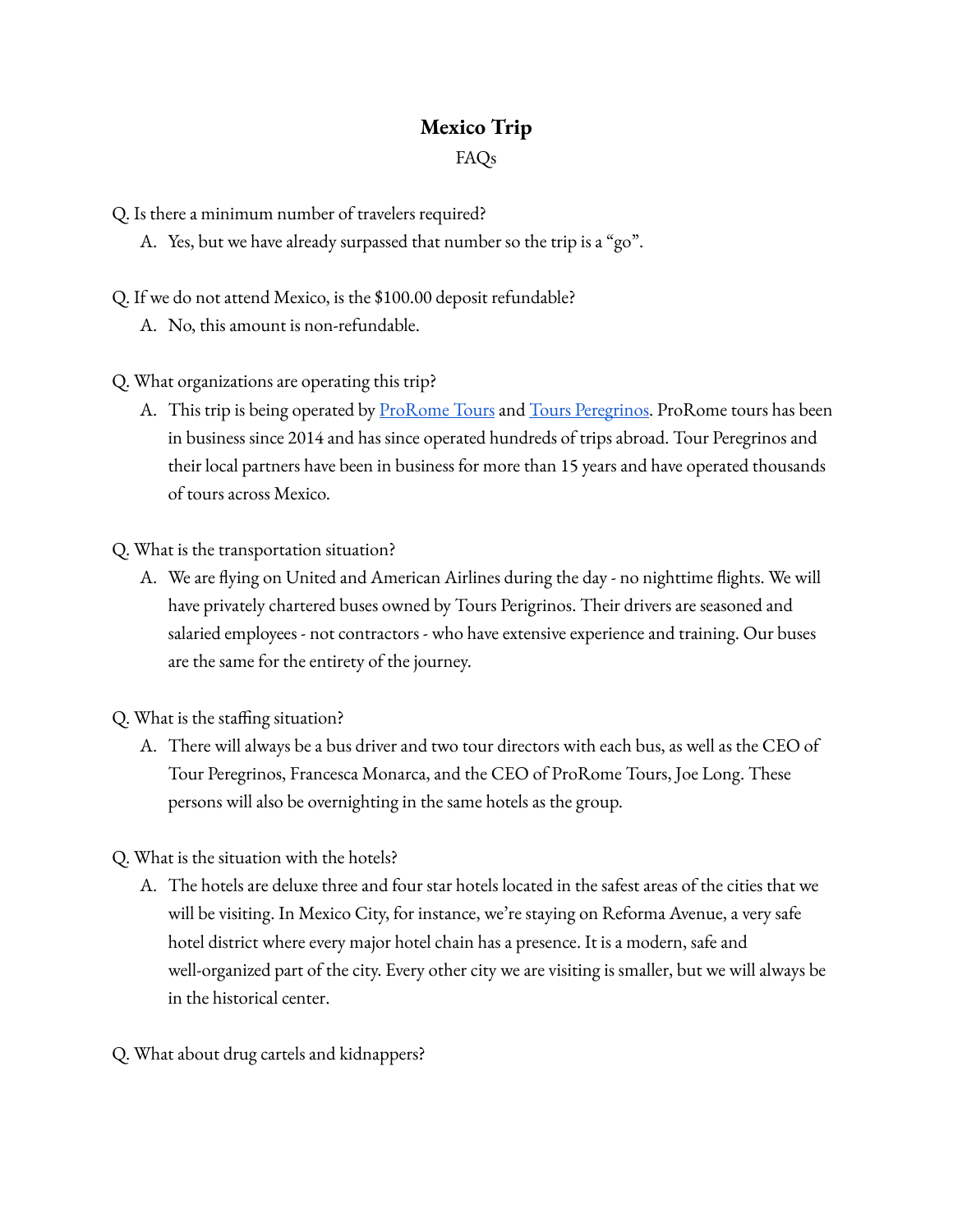# Mexico Trip

FAQs

Q. Is there a minimum number of travelers required?

A. Yes, but we have already surpassed that number so the trip is a "go".

Q. If we do not attend Mexico, is the $100.00 deposit refundable?

A. No, this amount is non-refundable.

Q. What organizations are operating this trip?

A. This trip is being operated by [ProRome Tours]() and [Tours Peregrinos](). ProRome tours has been in business since 2014 and has since operated hundreds of trips abroad. Tour Peregrinos and their local partners have been in business for more than 15 years and have operated thousands of tours across Mexico.

Q. What is the transportation situation?

A. We are flying on United and American Airlines during the day - no nighttime flights. We will have privately chartered buses owned by Tours Perigrinos. Their drivers are seasoned and salaried employees - not contractors - who have extensive experience and training. Our buses are the same for the entirety of the journey.

Q. What is the staffing situation?

A. There will always be a bus driver and two tour directors with each bus, as well as the CEO of Tour Peregrinos, Francesca Monarca, and the CEO of ProRome Tours, Joe Long. These persons will also be overnighting in the same hotels as the group.

Q. What is the situation with the hotels?

A. The hotels are deluxe three and four star hotels located in the safest areas of the cities that we will be visiting. In Mexico City, for instance, we're staying on Reforma Avenue, a very safe hotel district where every major hotel chain has a presence. It is a modern, safe and well-organized part of the city. Every other city we are visiting is smaller, but we will always be in the historical center.

Q. What about drug cartels and kidnappers?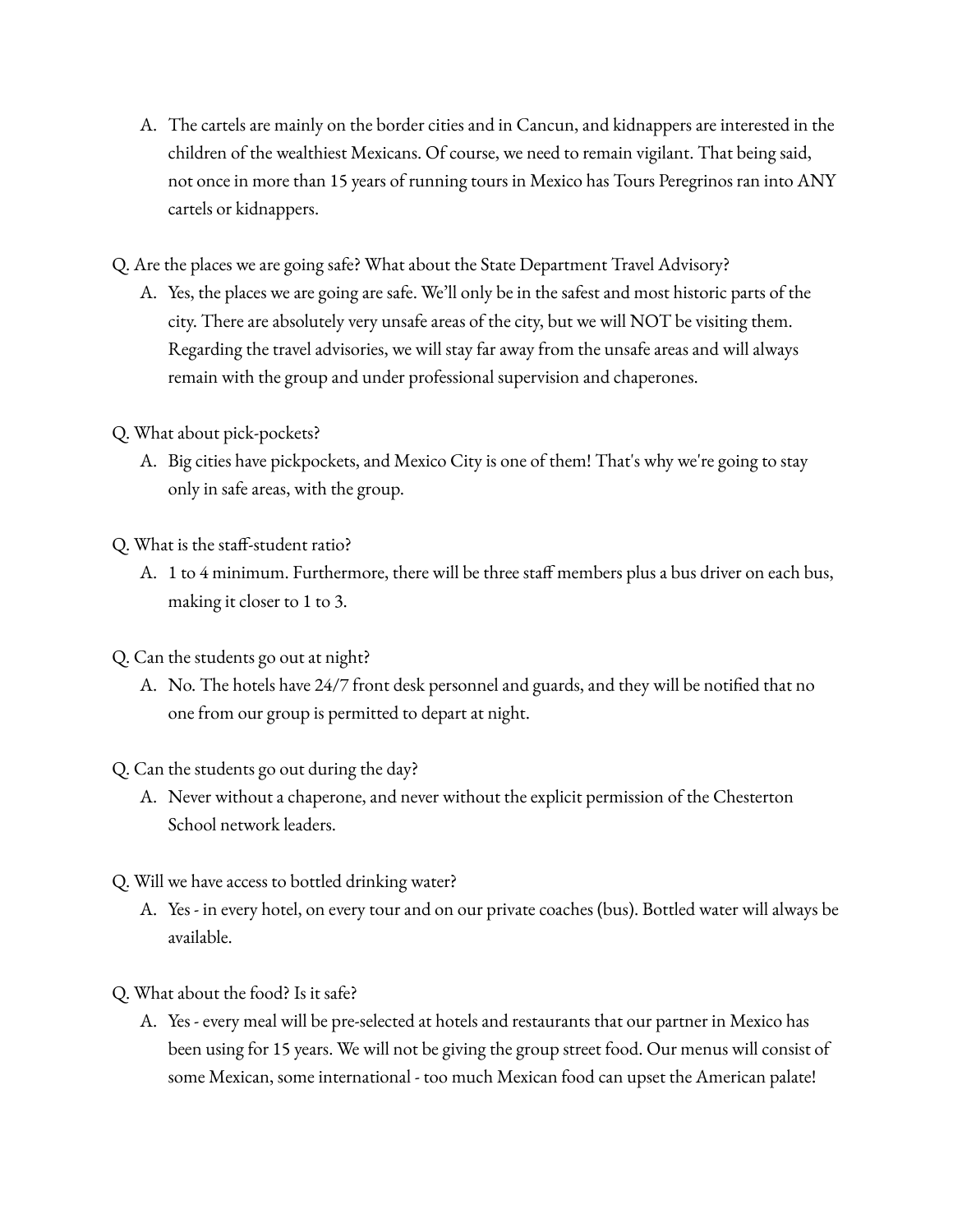A. The cartels are mainly on the border cities and in Cancun, and kidnappers are interested in the children of the wealthiest Mexicans. Of course, we need to remain vigilant. That being said, not once in more than 15 years of running tours in Mexico has Tours Peregrinos ran into ANY cartels or kidnappers.

Q. Are the places we are going safe? What about the State Department Travel Advisory?

A. Yes, the places we are going are safe. We'll only be in the safest and most historic parts of the city. There are absolutely very unsafe areas of the city, but we will NOT be visiting them. Regarding the travel advisories, we will stay far away from the unsafe areas and will always remain with the group and under professional supervision and chaperones.

Q. What about pick-pockets?

A. Big cities have pickpockets, and Mexico City is one of them! That's why we're going to stay only in safe areas, with the group.

Q. What is the staff-student ratio?

A. 1 to 4 minimum. Furthermore, there will be three staff members plus a bus driver on each bus, making it closer to 1 to 3.

Q. Can the students go out at night?

A. No. The hotels have 24/7 front desk personnel and guards, and they will be notified that no one from our group is permitted to depart at night.

Q. Can the students go out during the day?

A. Never without a chaperone, and never without the explicit permission of the Chesterton School network leaders.

Q. Will we have access to bottled drinking water?

A. Yes - in every hotel, on every tour and on our private coaches (bus). Bottled water will always be available.

Q. What about the food? Is it safe?

A. Yes - every meal will be pre-selected at hotels and restaurants that our partner in Mexico has been using for 15 years. We will not be giving the group street food. Our menus will consist of some Mexican, some international - too much Mexican food can upset the American palate!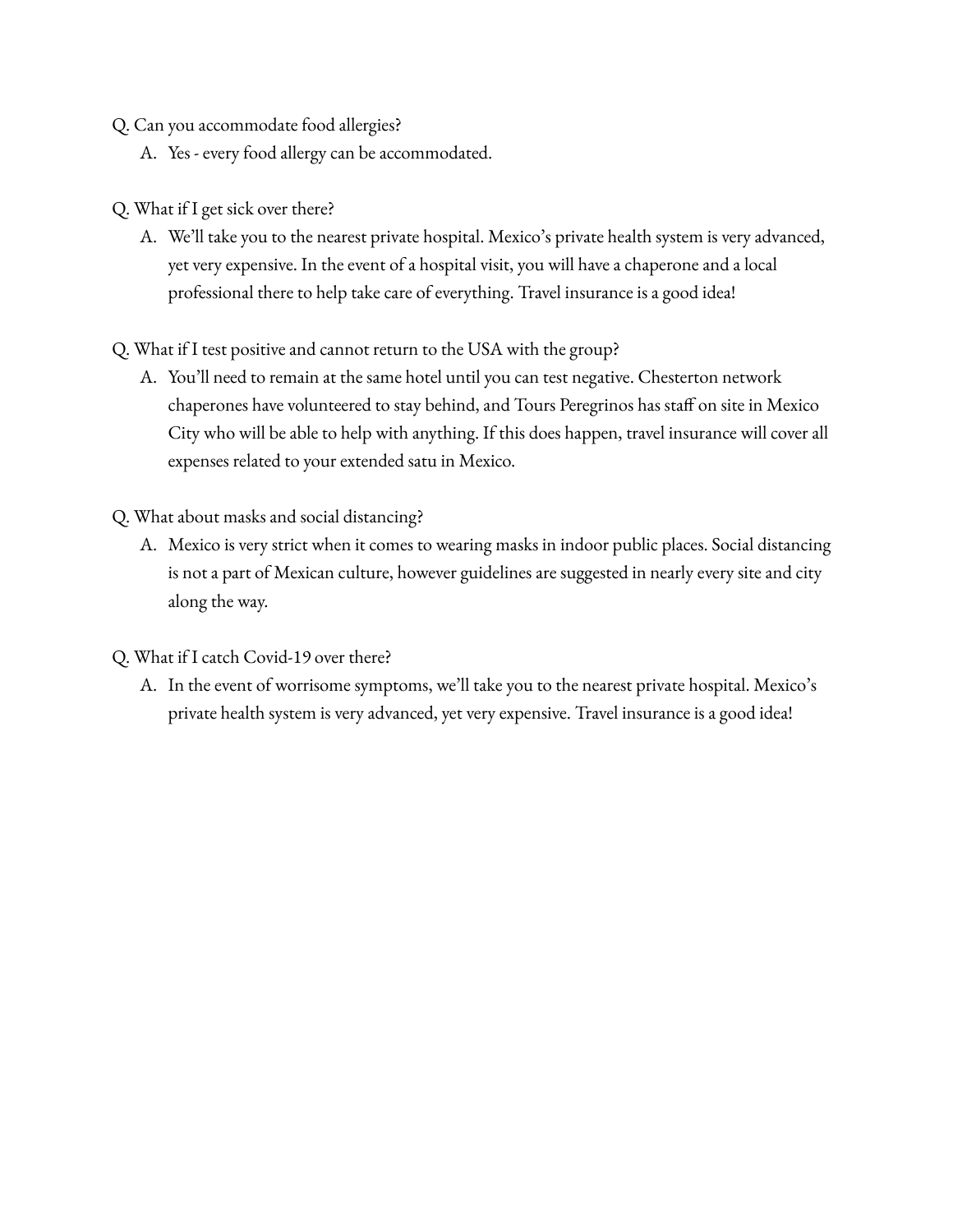Q. Can you accommodate food allergies?

A. Yes - every food allergy can be accommodated.

Q. What if I get sick over there?

A. We'll take you to the nearest private hospital. Mexico's private health system is very advanced, yet very expensive. In the event of a hospital visit, you will have a chaperone and a local professional there to help take care of everything. Travel insurance is a good idea!

Q. What if I test positive and cannot return to the USA with the group?

A. You'll need to remain at the same hotel until you can test negative. Chesterton network chaperones have volunteered to stay behind, and Tours Peregrinos has staff on site in Mexico City who will be able to help with anything. If this does happen, travel insurance will cover all expenses related to your extended satu in Mexico.

Q. What about masks and social distancing?

A. Mexico is very strict when it comes to wearing masks in indoor public places. Social distancing is not a part of Mexican culture, however guidelines are suggested in nearly every site and city along the way.

Q. What if I catch Covid-19 over there?

A. In the event of worrisome symptoms, we'll take you to the nearest private hospital. Mexico's private health system is very advanced, yet very expensive. Travel insurance is a good idea!